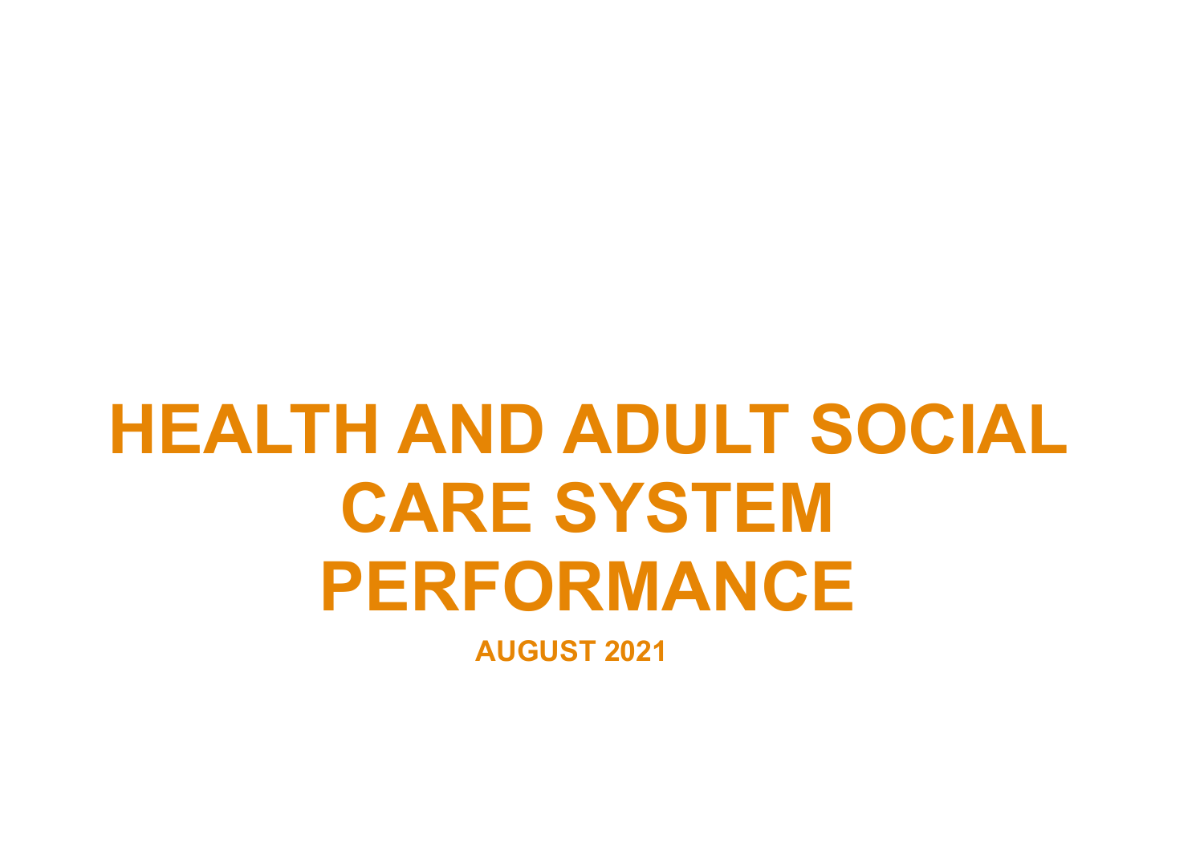# HEALTH AND ADULT SOCIAL CARE SYSTEM PERFORMANCE

**AUGUST 2021**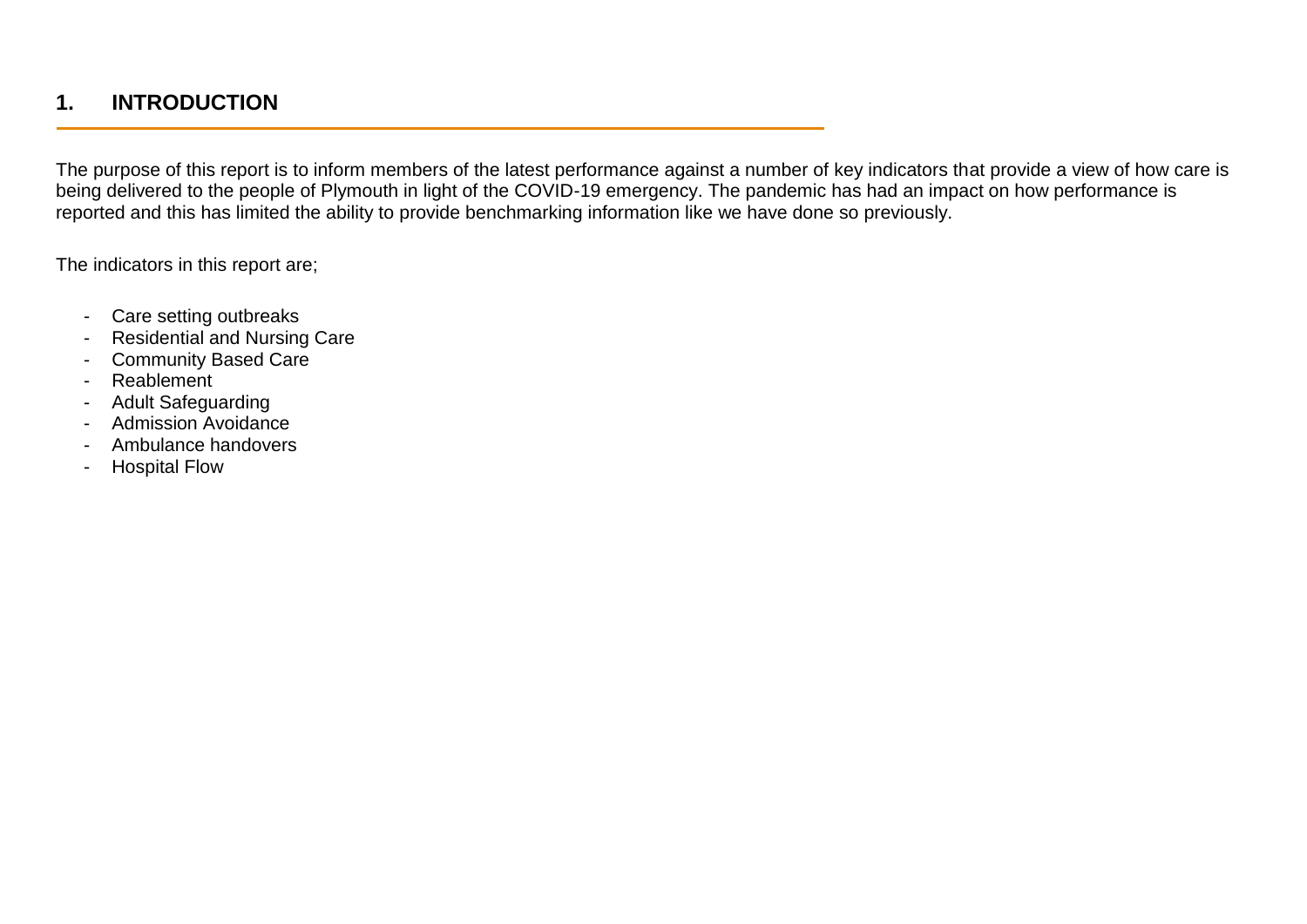# 1. INTRODUCTION

The purpose of this report is to inform members of the latest performance against a number of key indicators that provide a view of how care is being delivered to the people of Plymouth in light of the COVID-19 emergency. The pandemic has had an impact on how performance is reported and this has limited the ability to provide benchmarking information like we have done so previously.

The indicators in this report are;

- Care setting outbreaks
- Residential and Nursing Care
- Community Based Care
- Reablement
- Adult Safeguarding
- Admission Avoidance
- Ambulance handovers
- Hospital Flow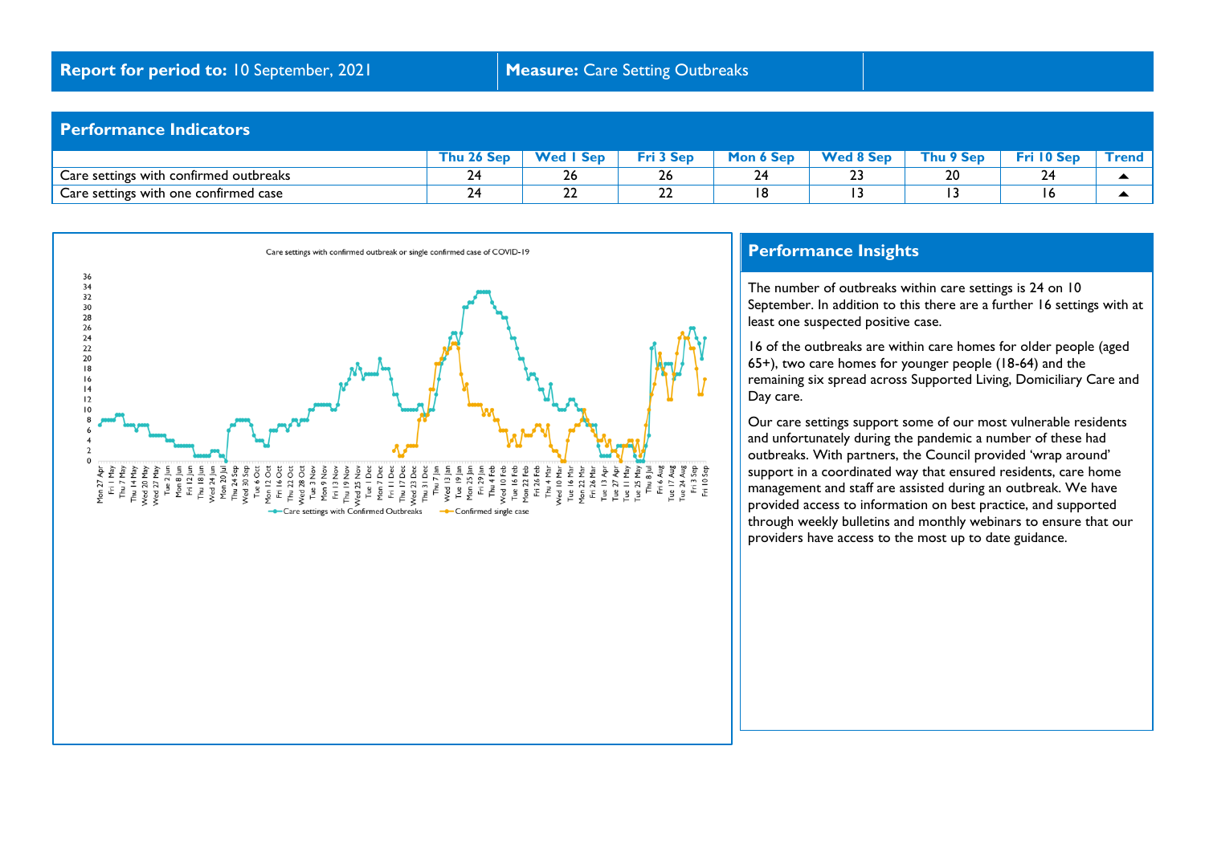**Report for period to:** 10 September, 2021 | **Measure:** Care Setting Outbreaks

## Performance Indicators

| | Thu 26 Sep | Wed 1 Sep | Fri 3 Sep | Mon 6 Sep | Wed 8 Sep | Thu 9 Sep | Fri 10 Sep | Trend |
|---|---|---|---|---|---|---|---|---|
| Care settings with confirmed outbreaks | 24 | 26 | 26 | 24 | 23 | 20 | 24 | ▲ |
| Care settings with one confirmed case | 24 | 22 | 22 | 18 | 13 | 13 | 16 | ▲ |

Care settings with confirmed outbreak or single confirmed case of COVID-19

Care settings with Confirmed Outbreaks | Confirmed single case

## Performance Insights

The number of outbreaks within care settings is 24 on 10 September. In addition to this there are a further 16 settings with at least one suspected positive case.

16 of the outbreaks are within care homes for older people (aged 65+), two care homes for younger people (18-64) and the remaining six spread across Supported Living, Domiciliary Care and Day care.

Our care settings support some of our most vulnerable residents and unfortunately during the pandemic a number of these had outbreaks. With partners, the Council provided 'wrap around' support in a coordinated way that ensured residents, care home management and staff are assisted during an outbreak. We have provided access to information on best practice, and supported through weekly bulletins and monthly webinars to ensure that our providers have access to the most up to date guidance.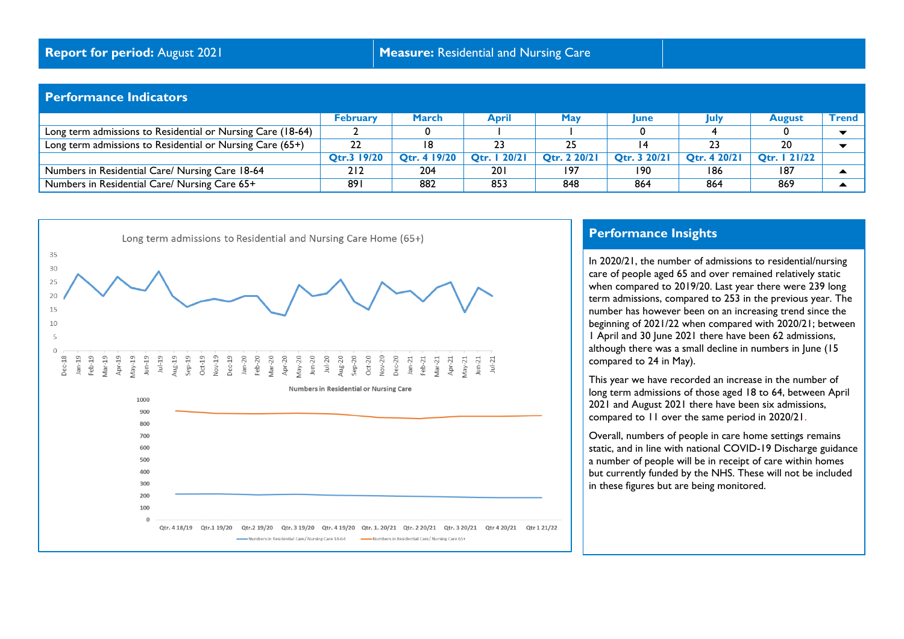**Report for period:** August 2021 | **Measure:** Residential and Nursing Care

## Performance Indicators

| | February | March | April | May | June | July | August | Trend |
|---|---|---|---|---|---|---|---|---|
| Long term admissions to Residential or Nursing Care (18-64) | 2 | 0 | 1 | 1 | 0 | 4 | 0 | ▼ |
| Long term admissions to Residential or Nursing Care (65+) | 22 | 18 | 23 | 25 | 14 | 23 | 20 | ▼ |
| | Qtr.3 19/20 | Qtr. 4 19/20 | Qtr. 1 20/21 | Qtr. 2 20/21 | Qtr. 3 20/21 | Qtr. 4 20/21 | Qtr. 1 21/22 | |
| Numbers in Residential Care/ Nursing Care 18-64 | 212 | 204 | 201 | 197 | 190 | 186 | 187 | ▲ |
| Numbers in Residential Care/ Nursing Care 65+ | 891 | 882 | 853 | 848 | 864 | 864 | 869 | ▲ |

Long term admissions to Residential and Nursing Care Home (65+)

Numbers in Residential or Nursing Care

## Performance Insights

In 2020/21, the number of admissions to residential/nursing care of people aged 65 and over remained relatively static when compared to 2019/20. Last year there were 239 long term admissions, compared to 253 in the previous year. The number has however been on an increasing trend since the beginning of 2021/22 when compared with 2020/21; between 1 April and 30 June 2021 there have been 62 admissions, although there was a small decline in numbers in June (15 compared to 24 in May).

This year we have recorded an increase in the number of long term admissions of those aged 18 to 64, between April 2021 and August 2021 there have been six admissions, compared to 11 over the same period in 2020/21.

Overall, numbers of people in care home settings remains static, and in line with national COVID-19 Discharge guidance a number of people will be in receipt of care within homes but currently funded by the NHS. These will not be included in these figures but are being monitored.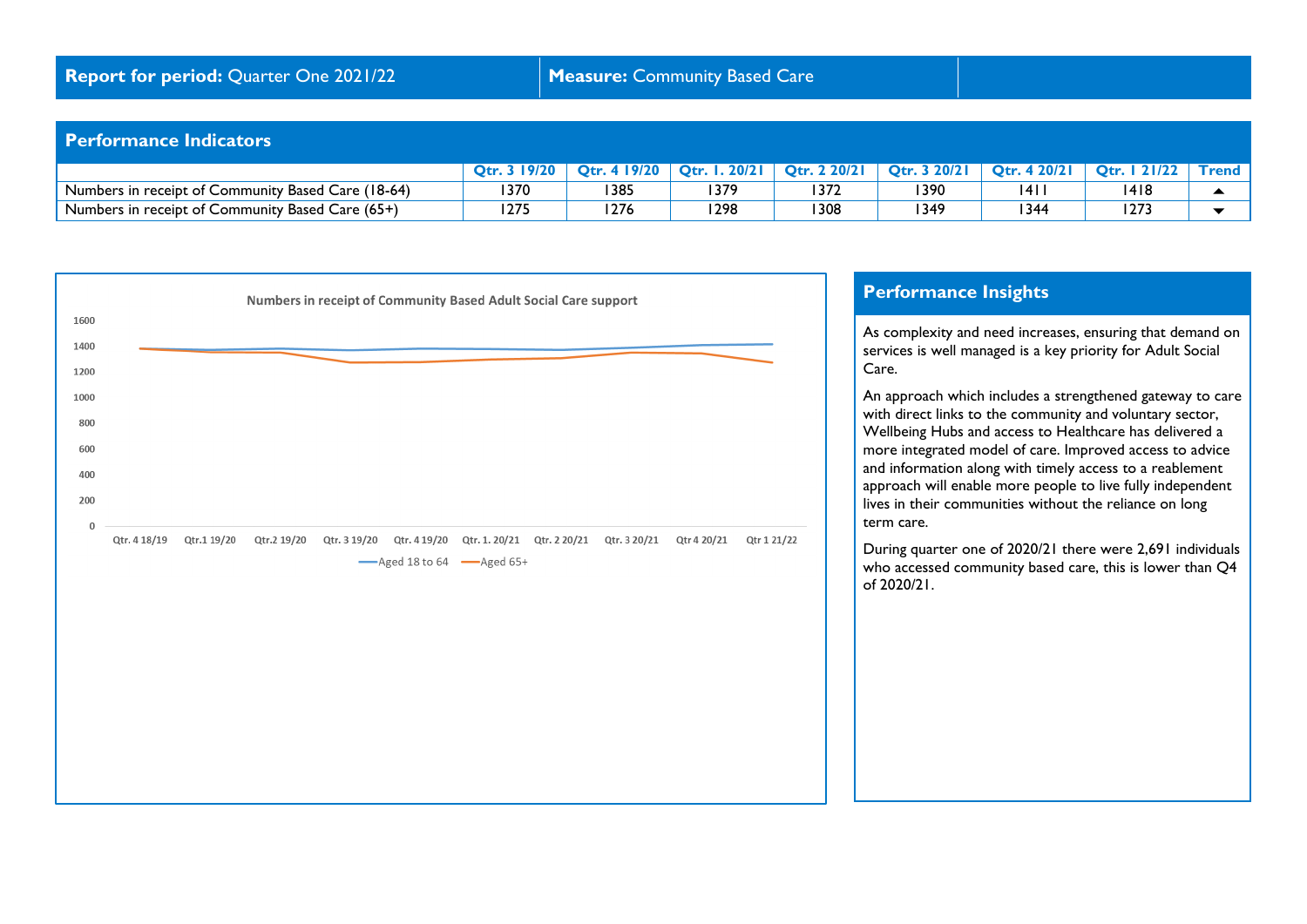**Report for period:** Quarter One 2021/22 | **Measure:** Community Based Care

## Performance Indicators

| | Qtr. 3 19/20 | Qtr. 4 19/20 | Qtr. 1. 20/21 | Qtr. 2 20/21 | Qtr. 3 20/21 | Qtr. 4 20/21 | Qtr. 1 21/22 | Trend |
|---|---|---|---|---|---|---|---|---|
| Numbers in receipt of Community Based Care (18-64) | 1370 | 1385 | 1379 | 1372 | 1390 | 1411 | 1418 | ▲ |
| Numbers in receipt of Community Based Care (65+) | 1275 | 1276 | 1298 | 1308 | 1349 | 1344 | 1273 | ▼ |

Numbers in receipt of Community Based Adult Social Care support

## Performance Insights

As complexity and need increases, ensuring that demand on services is well managed is a key priority for Adult Social Care.

An approach which includes a strengthened gateway to care with direct links to the community and voluntary sector, Wellbeing Hubs and access to Healthcare has delivered a more integrated model of care. Improved access to advice and information along with timely access to a reablement approach will enable more people to live fully independent lives in their communities without the reliance on long term care.

During quarter one of 2020/21 there were 2,691 individuals who accessed community based care, this is lower than Q4 of 2020/21.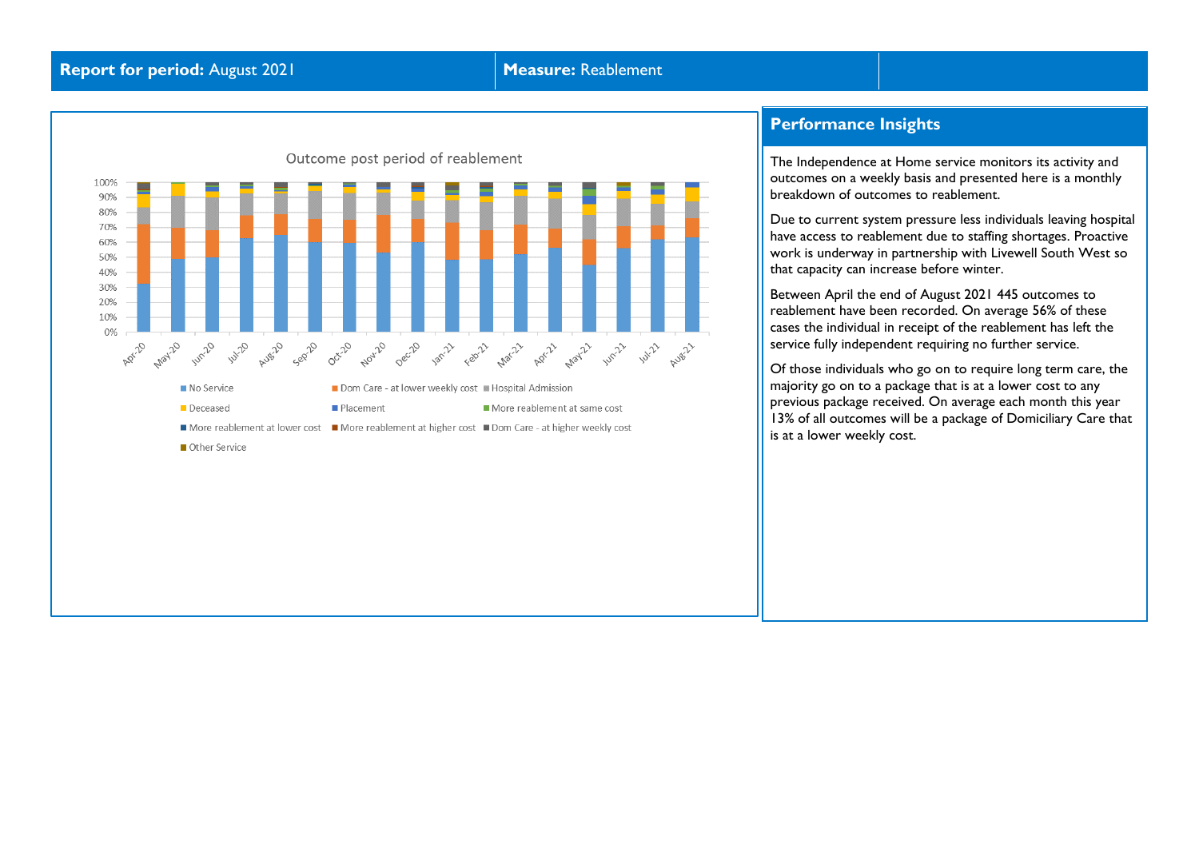**Report for period:** August 2021 | **Measure:** Reablement

Outcome post period of reablement

No Service | Dom Care - at lower weekly cost | Hospital Admission | Deceased | Placement | More reablement at same cost | More reablement at lower cost | More reablement at higher cost | Dom Care - at higher weekly cost | Other Service

## Performance Insights

The Independence at Home service monitors its activity and outcomes on a weekly basis and presented here is a monthly breakdown of outcomes to reablement.

Due to current system pressure less individuals leaving hospital have access to reablement due to staffing shortages. Proactive work is underway in partnership with Livewell South West so that capacity can increase before winter.

Between April the end of August 2021 445 outcomes to reablement have been recorded. On average 56% of these cases the individual in receipt of the reablement has left the service fully independent requiring no further service.

Of those individuals who go on to require long term care, the majority go on to a package that is at a lower cost to any previous package received. On average each month this year 13% of all outcomes will be a package of Domiciliary Care that is at a lower weekly cost.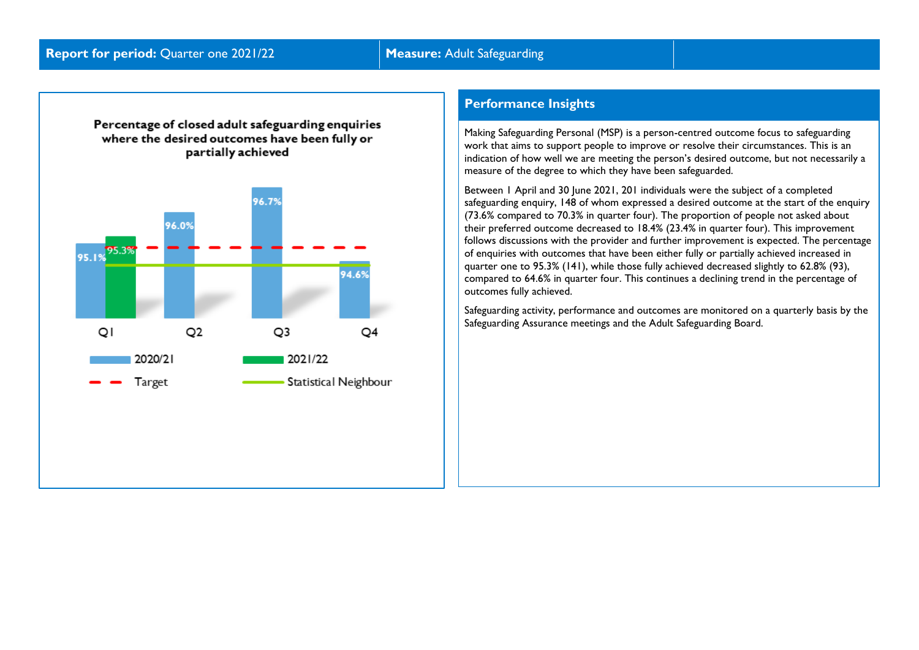**Report for period:** Quarter one 2021/22 | **Measure:** Adult Safeguarding

**Percentage of closed adult safeguarding enquiries where the desired outcomes have been fully or partially achieved**

| Quarter | 2020/21 | 2021/22 |
| --- | --- | --- |
| Q1 | 95.1% | 95.3% |
| Q2 | 96.0% | |
| Q3 | 96.7% | |
| Q4 | 94.6% | |

Legend: 2020/21, 2021/22, Target, Statistical Neighbour

## Performance Insights

Making Safeguarding Personal (MSP) is a person-centred outcome focus to safeguarding work that aims to support people to improve or resolve their circumstances. This is an indication of how well we are meeting the person's desired outcome, but not necessarily a measure of the degree to which they have been safeguarded.

Between 1 April and 30 June 2021, 201 individuals were the subject of a completed safeguarding enquiry, 148 of whom expressed a desired outcome at the start of the enquiry (73.6% compared to 70.3% in quarter four). The proportion of people not asked about their preferred outcome decreased to 18.4% (23.4% in quarter four). This improvement follows discussions with the provider and further improvement is expected. The percentage of enquiries with outcomes that have been either fully or partially achieved increased in quarter one to 95.3% (141), while those fully achieved decreased slightly to 62.8% (93), compared to 64.6% in quarter four. This continues a declining trend in the percentage of outcomes fully achieved.

Safeguarding activity, performance and outcomes are monitored on a quarterly basis by the Safeguarding Assurance meetings and the Adult Safeguarding Board.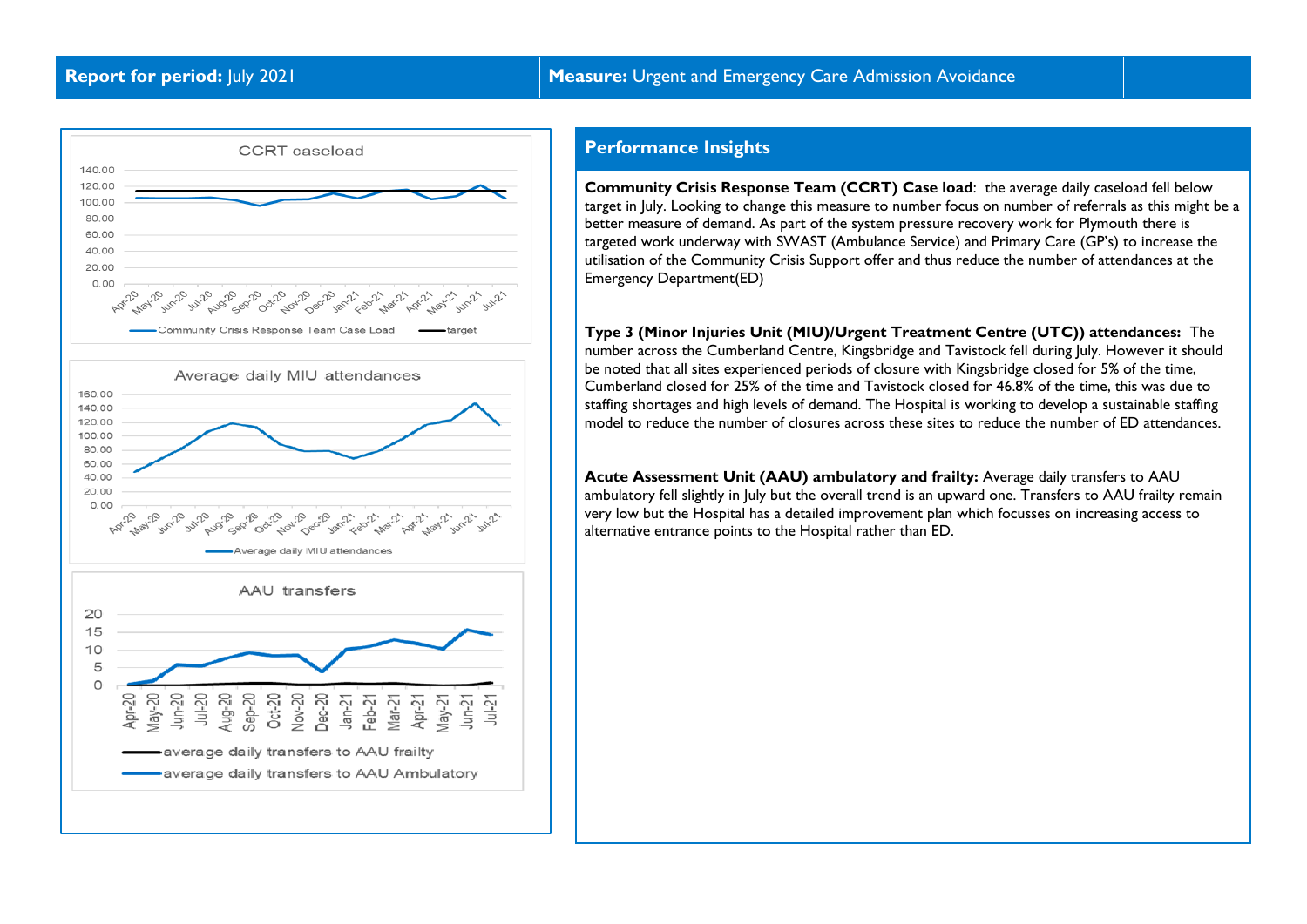**Report for period:** July 2021

**Measure:** Urgent and Emergency Care Admission Avoidance

CCRT caseload

Community Crisis Response Team Case Load — target

Average daily MIU attendances

AAU transfers

average daily transfers to AAU frailty

average daily transfers to AAU Ambulatory

## Performance Insights

**Community Crisis Response Team (CCRT) Case load**: the average daily caseload fell below target in July. Looking to change this measure to number focus on number of referrals as this might be a better measure of demand. As part of the system pressure recovery work for Plymouth there is targeted work underway with SWAST (Ambulance Service) and Primary Care (GP's) to increase the utilisation of the Community Crisis Support offer and thus reduce the number of attendances at the Emergency Department(ED)

**Type 3 (Minor Injuries Unit (MIU)/Urgent Treatment Centre (UTC)) attendances:** The number across the Cumberland Centre, Kingsbridge and Tavistock fell during July. However it should be noted that all sites experienced periods of closure with Kingsbridge closed for 5% of the time, Cumberland closed for 25% of the time and Tavistock closed for 46.8% of the time, this was due to staffing shortages and high levels of demand. The Hospital is working to develop a sustainable staffing model to reduce the number of closures across these sites to reduce the number of ED attendances.

**Acute Assessment Unit (AAU) ambulatory and frailty:** Average daily transfers to AAU ambulatory fell slightly in July but the overall trend is an upward one. Transfers to AAU frailty remain very low but the Hospital has a detailed improvement plan which focusses on increasing access to alternative entrance points to the Hospital rather than ED.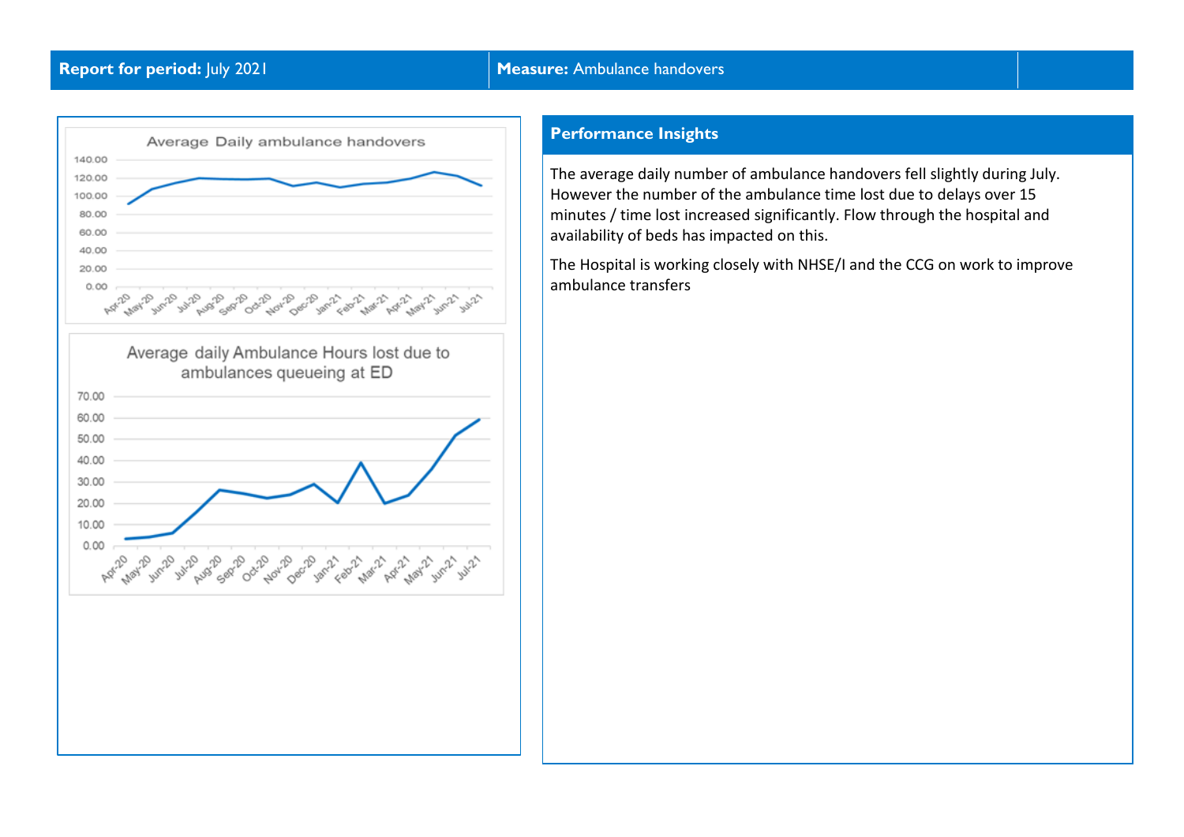**Report for period:** July 2021 | **Measure:** Ambulance handovers

Average Daily ambulance handovers

Average daily Ambulance Hours lost due to ambulances queueing at ED

## Performance Insights

The average daily number of ambulance handovers fell slightly during July. However the number of the ambulance time lost due to delays over 15 minutes / time lost increased significantly. Flow through the hospital and availability of beds has impacted on this.

The Hospital is working closely with NHSE/I and the CCG on work to improve ambulance transfers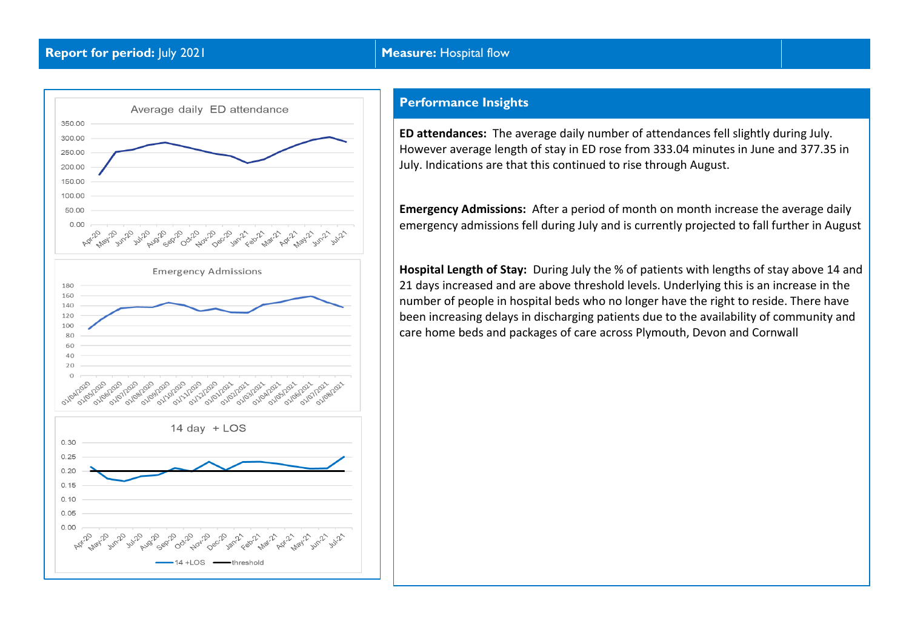**Report for period:** July 2021

**Measure:** Hospital flow

Average daily ED attendance

350.00
300.00
250.00
200.00
150.00
100.00
50.00
0.00

Apr-20 May-20 Jun-20 Jul-20 Aug-20 Sep-20 Oct-20 Nov-20 Dec-20 Jan-21 Feb-21 Mar-21 Apr-21 May-21 Jun-21 Jul-21

Emergency Admissions

180
160
140
120
100
80
60
40
20
0

01/04/2020 01/05/2020 01/06/2020 01/07/2020 01/08/2020 01/09/2020 01/10/2020 01/11/2020 01/12/2020 01/01/2021 01/02/2021 01/03/2021 01/04/2021 01/05/2021 01/06/2021 01/07/2021 01/08/2021

14 day + LOS

0.30
0.25
0.20
0.15
0.10
0.05
0.00

Apr-20 May-20 Jun-20 Jul-20 Aug-20 Sep-20 Oct-20 Nov-20 Dec-20 Jan-21 Feb-21 Mar-21 Apr-21 May-21 Jun-21 Jul-21

14 +LOS — threshold

## Performance Insights

**ED attendances:** The average daily number of attendances fell slightly during July. However average length of stay in ED rose from 333.04 minutes in June and 377.35 in July. Indications are that this continued to rise through August.

**Emergency Admissions:** After a period of month on month increase the average daily emergency admissions fell during July and is currently projected to fall further in August

**Hospital Length of Stay:** During July the % of patients with lengths of stay above 14 and 21 days increased and are above threshold levels. Underlying this is an increase in the number of people in hospital beds who no longer have the right to reside. There have been increasing delays in discharging patients due to the availability of community and care home beds and packages of care across Plymouth, Devon and Cornwall